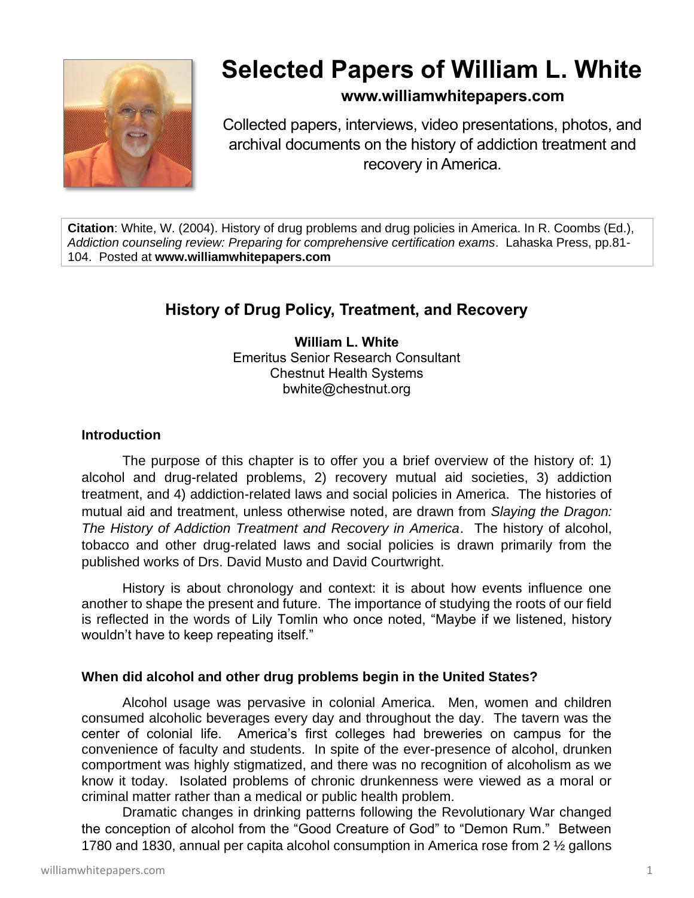# Selected Papers of William L. White

**www.williamwhitepapers.com**

Collected papers, interviews, video presentations, photos, and archival documents on the history of addiction treatment and recovery in America.

**Citation**: White, W. (2004). History of drug problems and drug policies in America. In R. Coombs (Ed.), *Addiction counseling review: Preparing for comprehensive certification exams*. Lahaska Press, pp.81-104. Posted at **www.williamwhitepapers.com**

## History of Drug Policy, Treatment, and Recovery

**William L. White**
Emeritus Senior Research Consultant
Chestnut Health Systems
bwhite@chestnut.org

### Introduction

The purpose of this chapter is to offer you a brief overview of the history of: 1) alcohol and drug-related problems, 2) recovery mutual aid societies, 3) addiction treatment, and 4) addiction-related laws and social policies in America. The histories of mutual aid and treatment, unless otherwise noted, are drawn from *Slaying the Dragon: The History of Addiction Treatment and Recovery in America*. The history of alcohol, tobacco and other drug-related laws and social policies is drawn primarily from the published works of Drs. David Musto and David Courtwright.

History is about chronology and context: it is about how events influence one another to shape the present and future. The importance of studying the roots of our field is reflected in the words of Lily Tomlin who once noted, "Maybe if we listened, history wouldn't have to keep repeating itself."

### When did alcohol and other drug problems begin in the United States?

Alcohol usage was pervasive in colonial America. Men, women and children consumed alcoholic beverages every day and throughout the day. The tavern was the center of colonial life. America's first colleges had breweries on campus for the convenience of faculty and students. In spite of the ever-presence of alcohol, drunken comportment was highly stigmatized, and there was no recognition of alcoholism as we know it today. Isolated problems of chronic drunkenness were viewed as a moral or criminal matter rather than a medical or public health problem.

Dramatic changes in drinking patterns following the Revolutionary War changed the conception of alcohol from the "Good Creature of God" to "Demon Rum." Between 1780 and 1830, annual per capita alcohol consumption in America rose from 2 ½ gallons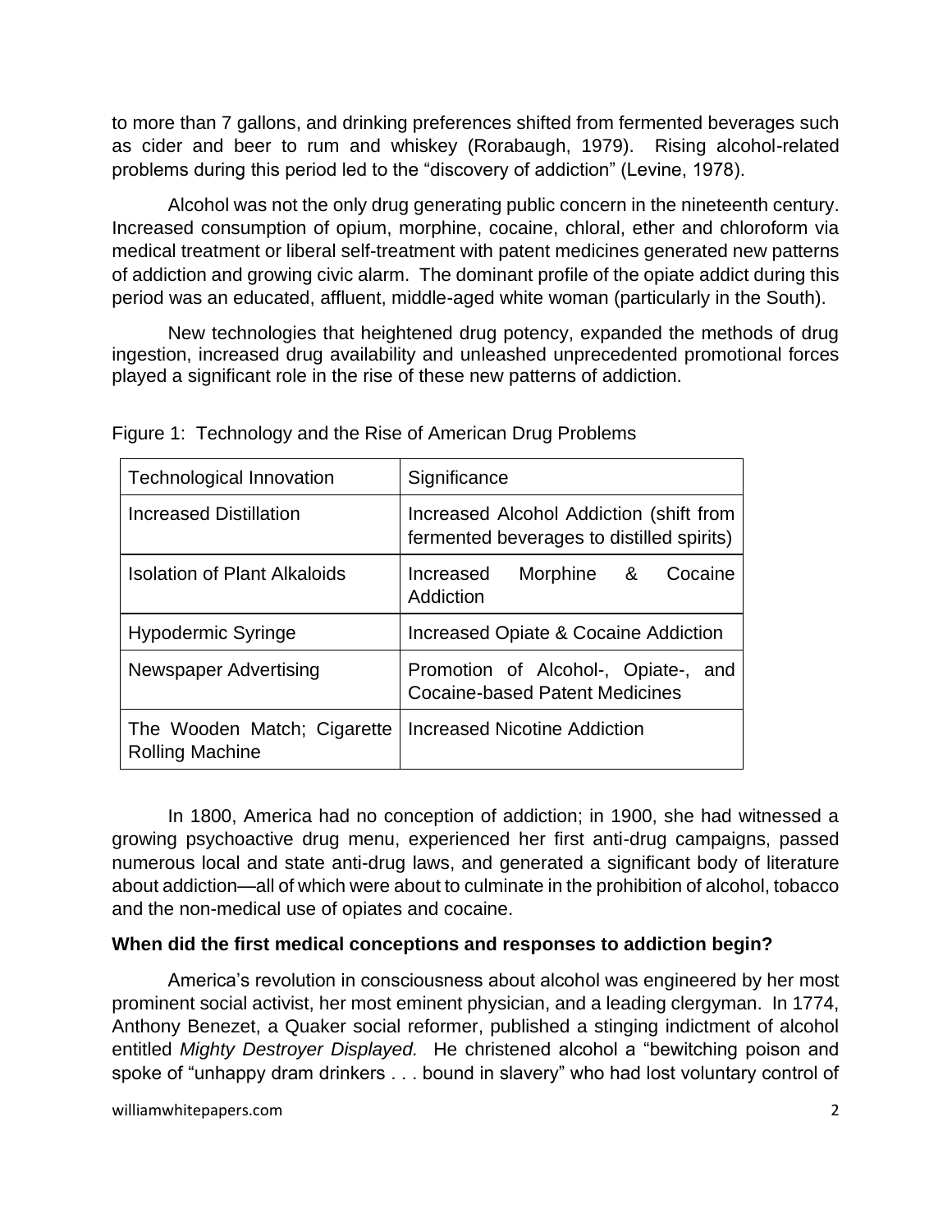to more than 7 gallons, and drinking preferences shifted from fermented beverages such as cider and beer to rum and whiskey (Rorabaugh, 1979). Rising alcohol-related problems during this period led to the "discovery of addiction" (Levine, 1978).

Alcohol was not the only drug generating public concern in the nineteenth century. Increased consumption of opium, morphine, cocaine, chloral, ether and chloroform via medical treatment or liberal self-treatment with patent medicines generated new patterns of addiction and growing civic alarm. The dominant profile of the opiate addict during this period was an educated, affluent, middle-aged white woman (particularly in the South).

New technologies that heightened drug potency, expanded the methods of drug ingestion, increased drug availability and unleashed unprecedented promotional forces played a significant role in the rise of these new patterns of addiction.

Figure 1: Technology and the Rise of American Drug Problems

| Technological Innovation | Significance |
|---|---|
| Increased Distillation | Increased Alcohol Addiction (shift from fermented beverages to distilled spirits) |
| Isolation of Plant Alkaloids | Increased Morphine & Cocaine Addiction |
| Hypodermic Syringe | Increased Opiate & Cocaine Addiction |
| Newspaper Advertising | Promotion of Alcohol-, Opiate-, and Cocaine-based Patent Medicines |
| The Wooden Match; Cigarette Rolling Machine | Increased Nicotine Addiction |

In 1800, America had no conception of addiction; in 1900, she had witnessed a growing psychoactive drug menu, experienced her first anti-drug campaigns, passed numerous local and state anti-drug laws, and generated a significant body of literature about addiction—all of which were about to culminate in the prohibition of alcohol, tobacco and the non-medical use of opiates and cocaine.

**When did the first medical conceptions and responses to addiction begin?**

America's revolution in consciousness about alcohol was engineered by her most prominent social activist, her most eminent physician, and a leading clergyman. In 1774, Anthony Benezet, a Quaker social reformer, published a stinging indictment of alcohol entitled *Mighty Destroyer Displayed.* He christened alcohol a "bewitching poison and spoke of "unhappy dram drinkers . . . bound in slavery" who had lost voluntary control of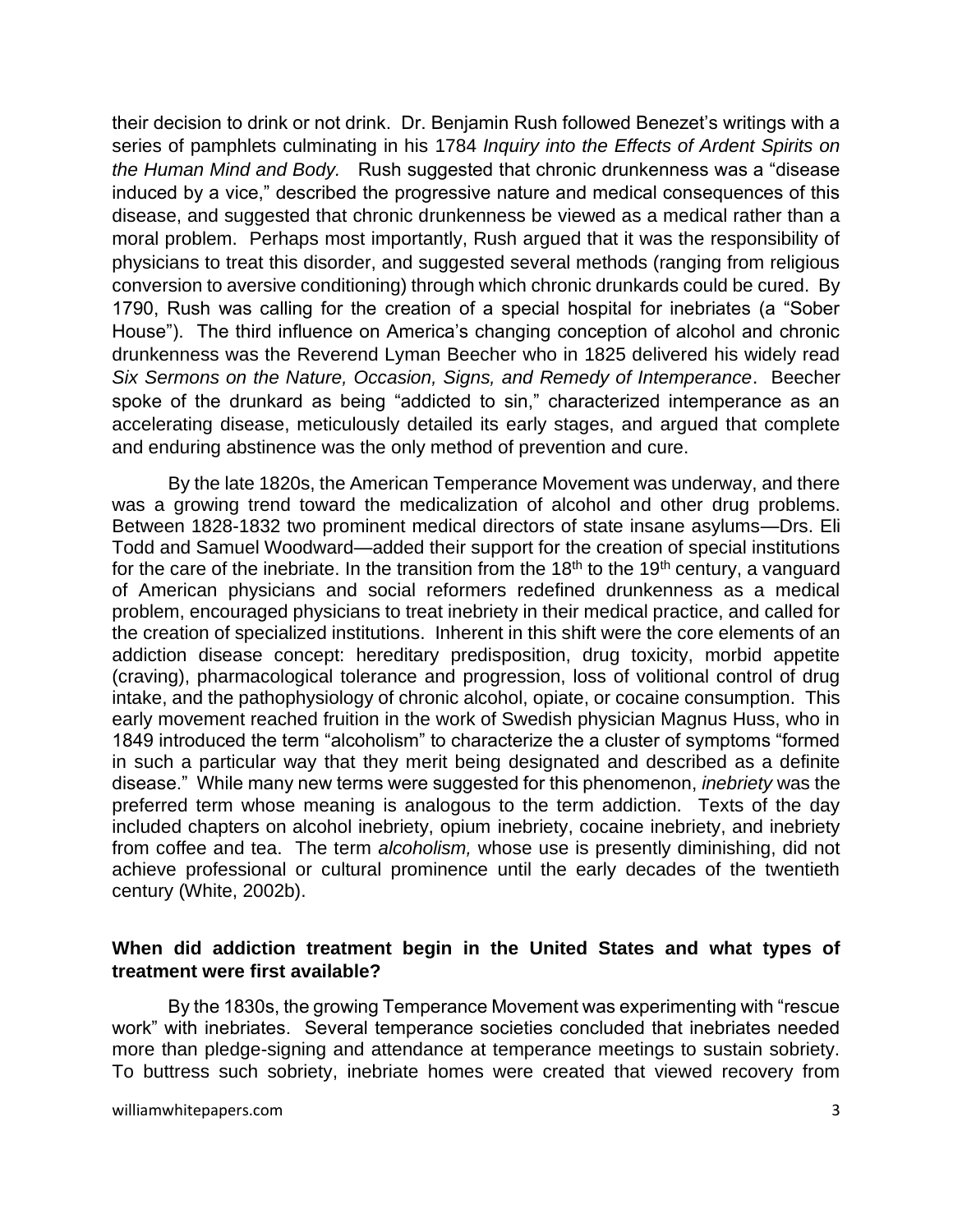their decision to drink or not drink. Dr. Benjamin Rush followed Benezet's writings with a series of pamphlets culminating in his 1784 *Inquiry into the Effects of Ardent Spirits on the Human Mind and Body.* Rush suggested that chronic drunkenness was a "disease induced by a vice," described the progressive nature and medical consequences of this disease, and suggested that chronic drunkenness be viewed as a medical rather than a moral problem. Perhaps most importantly, Rush argued that it was the responsibility of physicians to treat this disorder, and suggested several methods (ranging from religious conversion to aversive conditioning) through which chronic drunkards could be cured. By 1790, Rush was calling for the creation of a special hospital for inebriates (a "Sober House"). The third influence on America's changing conception of alcohol and chronic drunkenness was the Reverend Lyman Beecher who in 1825 delivered his widely read *Six Sermons on the Nature, Occasion, Signs, and Remedy of Intemperance*. Beecher spoke of the drunkard as being "addicted to sin," characterized intemperance as an accelerating disease, meticulously detailed its early stages, and argued that complete and enduring abstinence was the only method of prevention and cure.

By the late 1820s, the American Temperance Movement was underway, and there was a growing trend toward the medicalization of alcohol and other drug problems. Between 1828-1832 two prominent medical directors of state insane asylums—Drs. Eli Todd and Samuel Woodward—added their support for the creation of special institutions for the care of the inebriate. In the transition from the 18th to the 19th century, a vanguard of American physicians and social reformers redefined drunkenness as a medical problem, encouraged physicians to treat inebriety in their medical practice, and called for the creation of specialized institutions. Inherent in this shift were the core elements of an addiction disease concept: hereditary predisposition, drug toxicity, morbid appetite (craving), pharmacological tolerance and progression, loss of volitional control of drug intake, and the pathophysiology of chronic alcohol, opiate, or cocaine consumption. This early movement reached fruition in the work of Swedish physician Magnus Huss, who in 1849 introduced the term "alcoholism" to characterize the a cluster of symptoms "formed in such a particular way that they merit being designated and described as a definite disease." While many new terms were suggested for this phenomenon, *inebriety* was the preferred term whose meaning is analogous to the term addiction. Texts of the day included chapters on alcohol inebriety, opium inebriety, cocaine inebriety, and inebriety from coffee and tea. The term *alcoholism,* whose use is presently diminishing, did not achieve professional or cultural prominence until the early decades of the twentieth century (White, 2002b).

### When did addiction treatment begin in the United States and what types of treatment were first available?

By the 1830s, the growing Temperance Movement was experimenting with "rescue work" with inebriates. Several temperance societies concluded that inebriates needed more than pledge-signing and attendance at temperance meetings to sustain sobriety. To buttress such sobriety, inebriate homes were created that viewed recovery from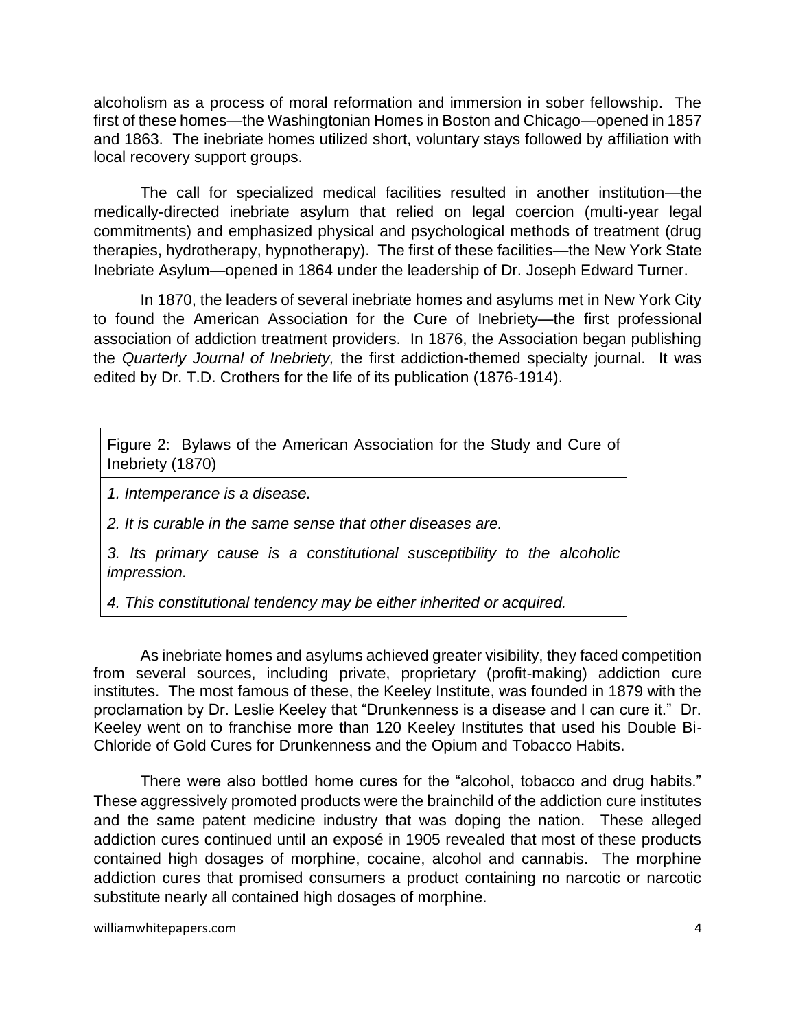alcoholism as a process of moral reformation and immersion in sober fellowship. The first of these homes—the Washingtonian Homes in Boston and Chicago—opened in 1857 and 1863. The inebriate homes utilized short, voluntary stays followed by affiliation with local recovery support groups.

The call for specialized medical facilities resulted in another institution—the medically-directed inebriate asylum that relied on legal coercion (multi-year legal commitments) and emphasized physical and psychological methods of treatment (drug therapies, hydrotherapy, hypnotherapy). The first of these facilities—the New York State Inebriate Asylum—opened in 1864 under the leadership of Dr. Joseph Edward Turner.

In 1870, the leaders of several inebriate homes and asylums met in New York City to found the American Association for the Cure of Inebriety—the first professional association of addiction treatment providers. In 1876, the Association began publishing the *Quarterly Journal of Inebriety,* the first addiction-themed specialty journal. It was edited by Dr. T.D. Crothers for the life of its publication (1876-1914).

| Figure 2: Bylaws of the American Association for the Study and Cure of Inebriety (1870) |
| --- |
| *1. Intemperance is a disease.* |
| *2. It is curable in the same sense that other diseases are.* |
| *3. Its primary cause is a constitutional susceptibility to the alcoholic impression.* |
| *4. This constitutional tendency may be either inherited or acquired.* |

As inebriate homes and asylums achieved greater visibility, they faced competition from several sources, including private, proprietary (profit-making) addiction cure institutes. The most famous of these, the Keeley Institute, was founded in 1879 with the proclamation by Dr. Leslie Keeley that "Drunkenness is a disease and I can cure it." Dr. Keeley went on to franchise more than 120 Keeley Institutes that used his Double Bi-Chloride of Gold Cures for Drunkenness and the Opium and Tobacco Habits.

There were also bottled home cures for the "alcohol, tobacco and drug habits." These aggressively promoted products were the brainchild of the addiction cure institutes and the same patent medicine industry that was doping the nation. These alleged addiction cures continued until an exposé in 1905 revealed that most of these products contained high dosages of morphine, cocaine, alcohol and cannabis. The morphine addiction cures that promised consumers a product containing no narcotic or narcotic substitute nearly all contained high dosages of morphine.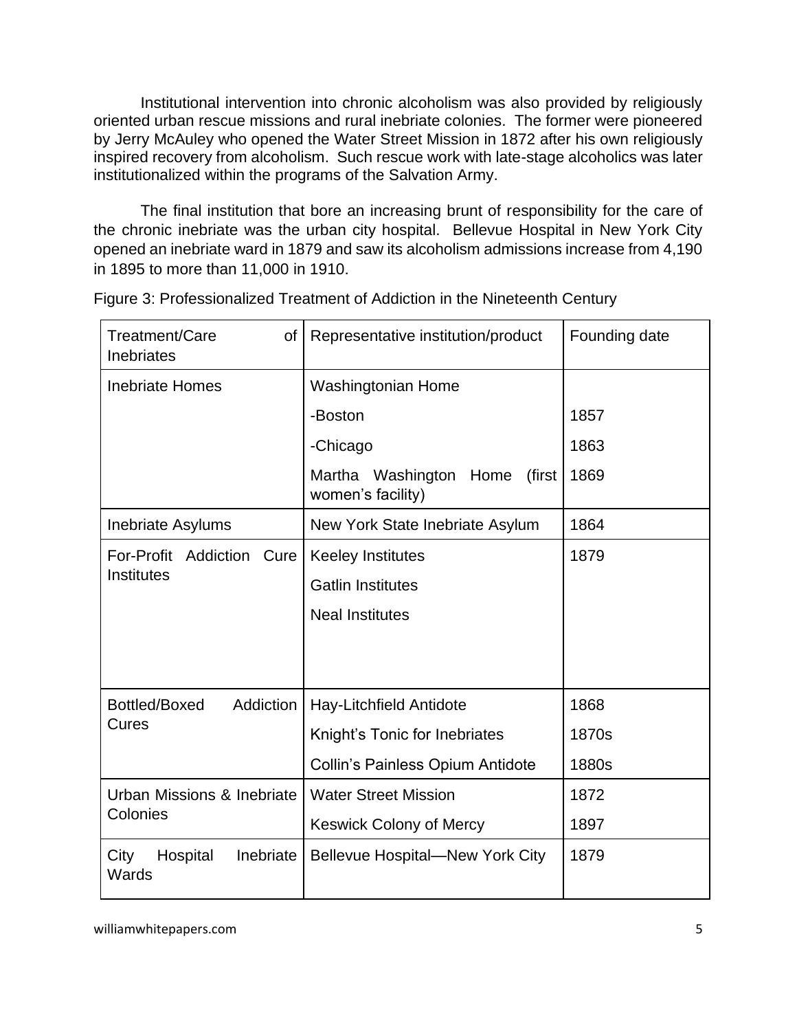Institutional intervention into chronic alcoholism was also provided by religiously oriented urban rescue missions and rural inebriate colonies. The former were pioneered by Jerry McAuley who opened the Water Street Mission in 1872 after his own religiously inspired recovery from alcoholism. Such rescue work with late-stage alcoholics was later institutionalized within the programs of the Salvation Army.

The final institution that bore an increasing brunt of responsibility for the care of the chronic inebriate was the urban city hospital. Bellevue Hospital in New York City opened an inebriate ward in 1879 and saw its alcoholism admissions increase from 4,190 in 1895 to more than 11,000 in 1910.

Figure 3: Professionalized Treatment of Addiction in the Nineteenth Century

| Treatment/Care of Inebriates | Representative institution/product | Founding date |
|---|---|---|
| Inebriate Homes | Washingtonian Home | |
| | -Boston | 1857 |
| | -Chicago | 1863 |
| | Martha Washington Home (first women's facility) | 1869 |
| Inebriate Asylums | New York State Inebriate Asylum | 1864 |
| For-Profit Addiction Cure Institutes | Keeley Institutes | 1879 |
| | Gatlin Institutes | |
| | Neal Institutes | |
| Bottled/Boxed Addiction Cures | Hay-Litchfield Antidote | 1868 |
| | Knight's Tonic for Inebriates | 1870s |
| | Collin's Painless Opium Antidote | 1880s |
| Urban Missions & Inebriate Colonies | Water Street Mission | 1872 |
| | Keswick Colony of Mercy | 1897 |
| City Hospital Inebriate Wards | Bellevue Hospital—New York City | 1879 |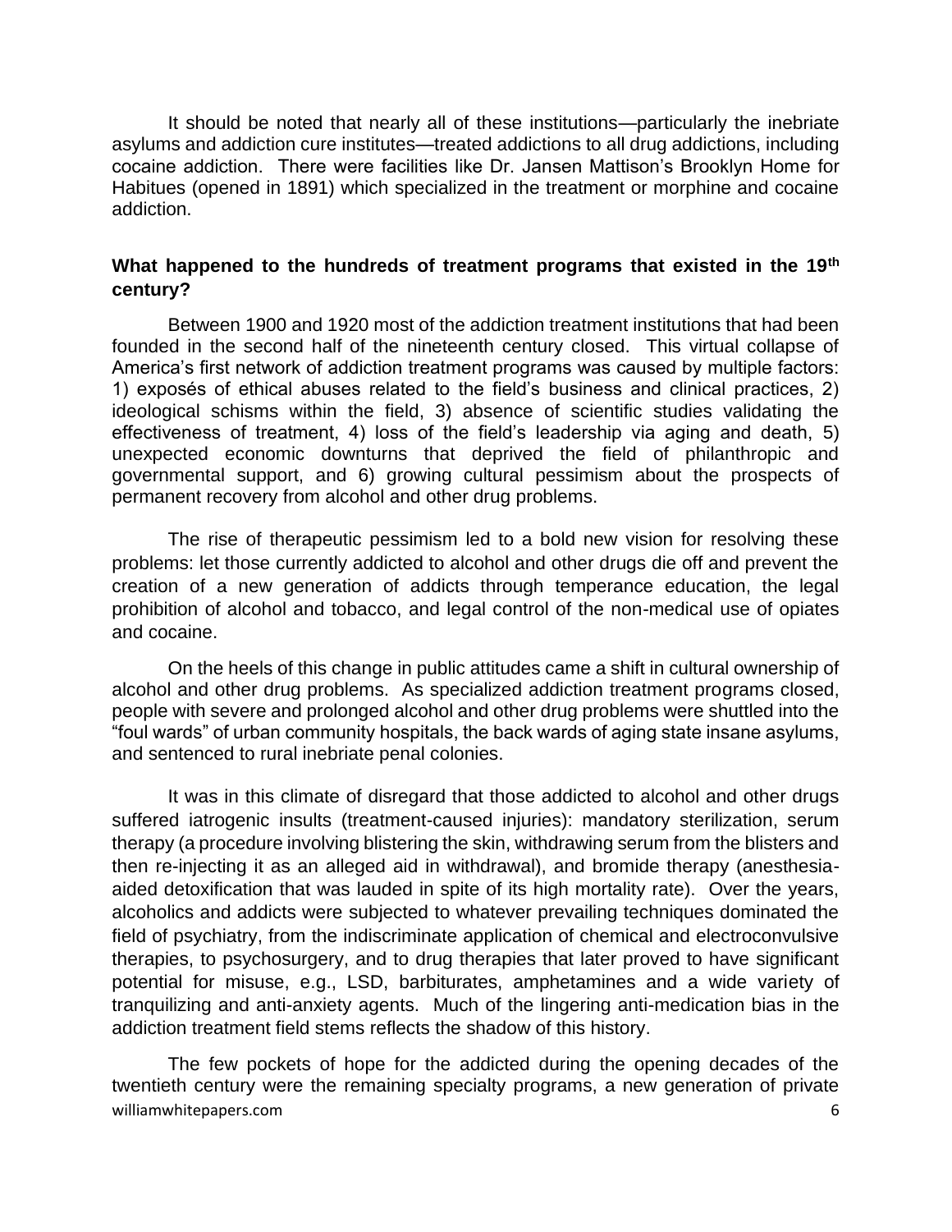It should be noted that nearly all of these institutions—particularly the inebriate asylums and addiction cure institutes—treated addictions to all drug addictions, including cocaine addiction. There were facilities like Dr. Jansen Mattison's Brooklyn Home for Habitues (opened in 1891) which specialized in the treatment or morphine and cocaine addiction.

### What happened to the hundreds of treatment programs that existed in the 19th century?

Between 1900 and 1920 most of the addiction treatment institutions that had been founded in the second half of the nineteenth century closed. This virtual collapse of America's first network of addiction treatment programs was caused by multiple factors: 1) exposés of ethical abuses related to the field's business and clinical practices, 2) ideological schisms within the field, 3) absence of scientific studies validating the effectiveness of treatment, 4) loss of the field's leadership via aging and death, 5) unexpected economic downturns that deprived the field of philanthropic and governmental support, and 6) growing cultural pessimism about the prospects of permanent recovery from alcohol and other drug problems.

The rise of therapeutic pessimism led to a bold new vision for resolving these problems: let those currently addicted to alcohol and other drugs die off and prevent the creation of a new generation of addicts through temperance education, the legal prohibition of alcohol and tobacco, and legal control of the non-medical use of opiates and cocaine.

On the heels of this change in public attitudes came a shift in cultural ownership of alcohol and other drug problems. As specialized addiction treatment programs closed, people with severe and prolonged alcohol and other drug problems were shuttled into the "foul wards" of urban community hospitals, the back wards of aging state insane asylums, and sentenced to rural inebriate penal colonies.

It was in this climate of disregard that those addicted to alcohol and other drugs suffered iatrogenic insults (treatment-caused injuries): mandatory sterilization, serum therapy (a procedure involving blistering the skin, withdrawing serum from the blisters and then re-injecting it as an alleged aid in withdrawal), and bromide therapy (anesthesia-aided detoxification that was lauded in spite of its high mortality rate). Over the years, alcoholics and addicts were subjected to whatever prevailing techniques dominated the field of psychiatry, from the indiscriminate application of chemical and electroconvulsive therapies, to psychosurgery, and to drug therapies that later proved to have significant potential for misuse, e.g., LSD, barbiturates, amphetamines and a wide variety of tranquilizing and anti-anxiety agents. Much of the lingering anti-medication bias in the addiction treatment field stems reflects the shadow of this history.

The few pockets of hope for the addicted during the opening decades of the twentieth century were the remaining specialty programs, a new generation of private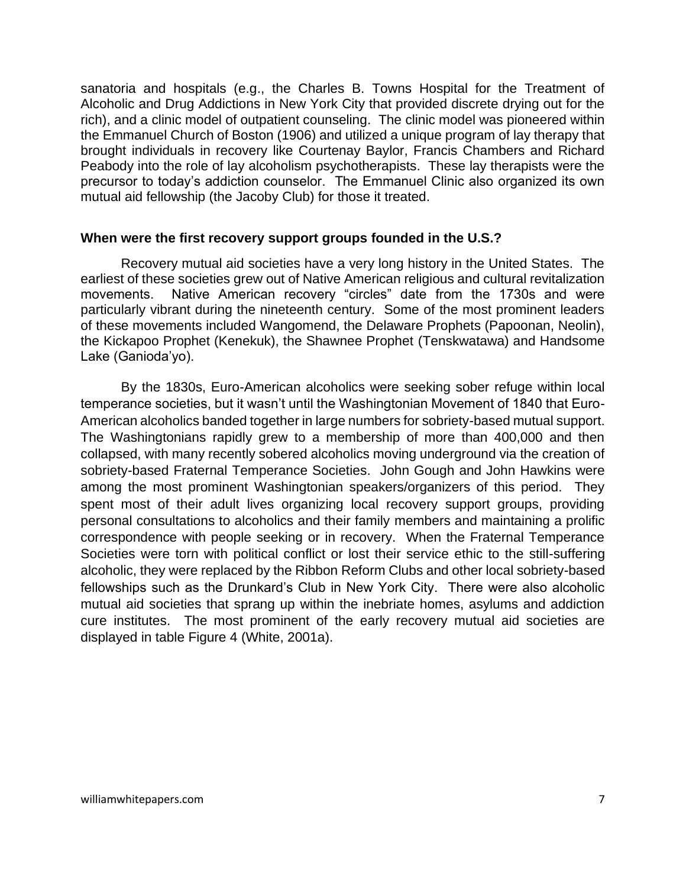sanatoria and hospitals (e.g., the Charles B. Towns Hospital for the Treatment of Alcoholic and Drug Addictions in New York City that provided discrete drying out for the rich), and a clinic model of outpatient counseling. The clinic model was pioneered within the Emmanuel Church of Boston (1906) and utilized a unique program of lay therapy that brought individuals in recovery like Courtenay Baylor, Francis Chambers and Richard Peabody into the role of lay alcoholism psychotherapists. These lay therapists were the precursor to today's addiction counselor. The Emmanuel Clinic also organized its own mutual aid fellowship (the Jacoby Club) for those it treated.

**When were the first recovery support groups founded in the U.S.?**

Recovery mutual aid societies have a very long history in the United States. The earliest of these societies grew out of Native American religious and cultural revitalization movements. Native American recovery "circles" date from the 1730s and were particularly vibrant during the nineteenth century. Some of the most prominent leaders of these movements included Wangomend, the Delaware Prophets (Papoonan, Neolin), the Kickapoo Prophet (Kenekuk), the Shawnee Prophet (Tenskwatawa) and Handsome Lake (Ganioda'yo).

By the 1830s, Euro-American alcoholics were seeking sober refuge within local temperance societies, but it wasn't until the Washingtonian Movement of 1840 that Euro-American alcoholics banded together in large numbers for sobriety-based mutual support. The Washingtonians rapidly grew to a membership of more than 400,000 and then collapsed, with many recently sobered alcoholics moving underground via the creation of sobriety-based Fraternal Temperance Societies. John Gough and John Hawkins were among the most prominent Washingtonian speakers/organizers of this period. They spent most of their adult lives organizing local recovery support groups, providing personal consultations to alcoholics and their family members and maintaining a prolific correspondence with people seeking or in recovery. When the Fraternal Temperance Societies were torn with political conflict or lost their service ethic to the still-suffering alcoholic, they were replaced by the Ribbon Reform Clubs and other local sobriety-based fellowships such as the Drunkard's Club in New York City. There were also alcoholic mutual aid societies that sprang up within the inebriate homes, asylums and addiction cure institutes. The most prominent of the early recovery mutual aid societies are displayed in table Figure 4 (White, 2001a).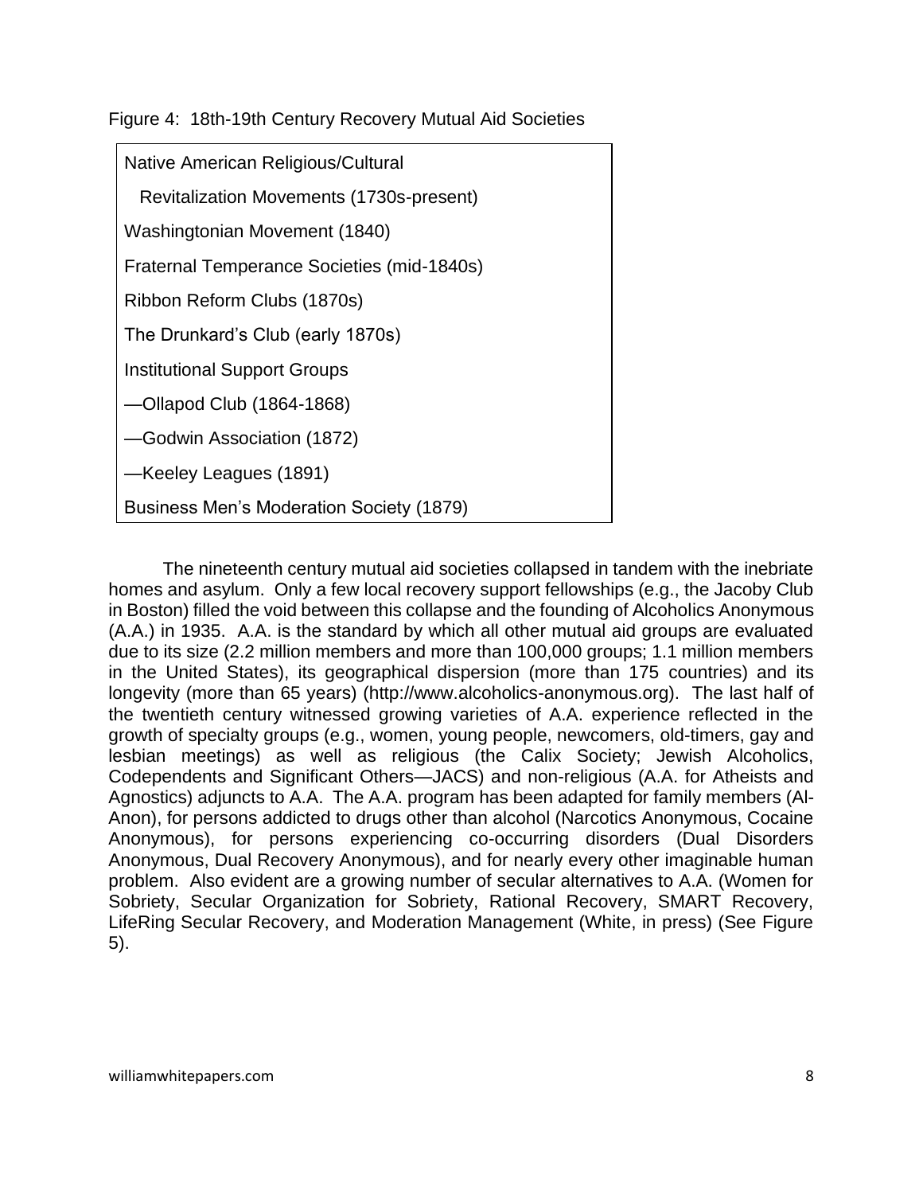Figure 4: 18th-19th Century Recovery Mutual Aid Societies

| |
|---|
| Native American Religious/Cultural Revitalization Movements (1730s-present) |
| Washingtonian Movement (1840) |
| Fraternal Temperance Societies (mid-1840s) |
| Ribbon Reform Clubs (1870s) |
| The Drunkard's Club (early 1870s) |
| Institutional Support Groups |
| —Ollapod Club (1864-1868) |
| —Godwin Association (1872) |
| —Keeley Leagues (1891) |
| Business Men's Moderation Society (1879) |

The nineteenth century mutual aid societies collapsed in tandem with the inebriate homes and asylum. Only a few local recovery support fellowships (e.g., the Jacoby Club in Boston) filled the void between this collapse and the founding of Alcoholics Anonymous (A.A.) in 1935. A.A. is the standard by which all other mutual aid groups are evaluated due to its size (2.2 million members and more than 100,000 groups; 1.1 million members in the United States), its geographical dispersion (more than 175 countries) and its longevity (more than 65 years) (http://www.alcoholics-anonymous.org). The last half of the twentieth century witnessed growing varieties of A.A. experience reflected in the growth of specialty groups (e.g., women, young people, newcomers, old-timers, gay and lesbian meetings) as well as religious (the Calix Society; Jewish Alcoholics, Codependents and Significant Others—JACS) and non-religious (A.A. for Atheists and Agnostics) adjuncts to A.A. The A.A. program has been adapted for family members (Al-Anon), for persons addicted to drugs other than alcohol (Narcotics Anonymous, Cocaine Anonymous), for persons experiencing co-occurring disorders (Dual Disorders Anonymous, Dual Recovery Anonymous), and for nearly every other imaginable human problem. Also evident are a growing number of secular alternatives to A.A. (Women for Sobriety, Secular Organization for Sobriety, Rational Recovery, SMART Recovery, LifeRing Secular Recovery, and Moderation Management (White, in press) (See Figure 5).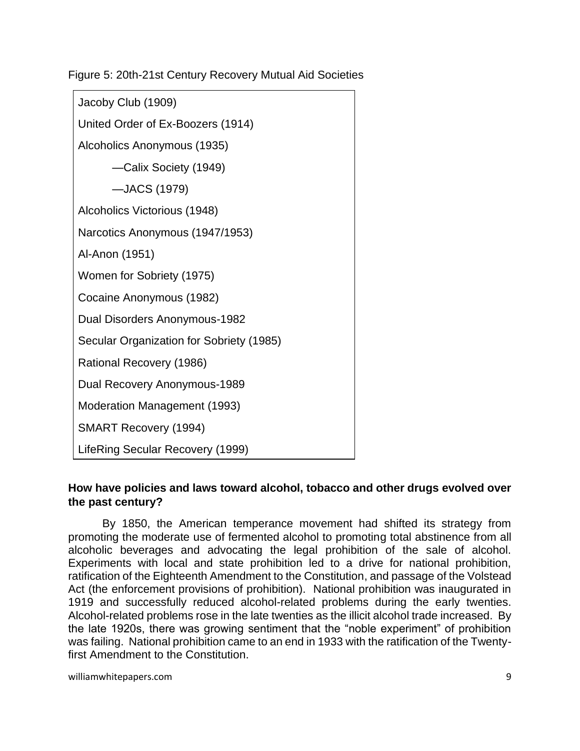Figure 5: 20th-21st Century Recovery Mutual Aid Societies

Jacoby Club (1909)

United Order of Ex-Boozers (1914)

Alcoholics Anonymous (1935)

—Calix Society (1949)

—JACS (1979)

Alcoholics Victorious (1948)

Narcotics Anonymous (1947/1953)

Al-Anon (1951)

Women for Sobriety (1975)

Cocaine Anonymous (1982)

Dual Disorders Anonymous-1982

Secular Organization for Sobriety (1985)

Rational Recovery (1986)

Dual Recovery Anonymous-1989

Moderation Management (1993)

SMART Recovery (1994)

LifeRing Secular Recovery (1999)

**How have policies and laws toward alcohol, tobacco and other drugs evolved over the past century?**

By 1850, the American temperance movement had shifted its strategy from promoting the moderate use of fermented alcohol to promoting total abstinence from all alcoholic beverages and advocating the legal prohibition of the sale of alcohol. Experiments with local and state prohibition led to a drive for national prohibition, ratification of the Eighteenth Amendment to the Constitution, and passage of the Volstead Act (the enforcement provisions of prohibition). National prohibition was inaugurated in 1919 and successfully reduced alcohol-related problems during the early twenties. Alcohol-related problems rose in the late twenties as the illicit alcohol trade increased. By the late 1920s, there was growing sentiment that the "noble experiment" of prohibition was failing. National prohibition came to an end in 1933 with the ratification of the Twenty-first Amendment to the Constitution.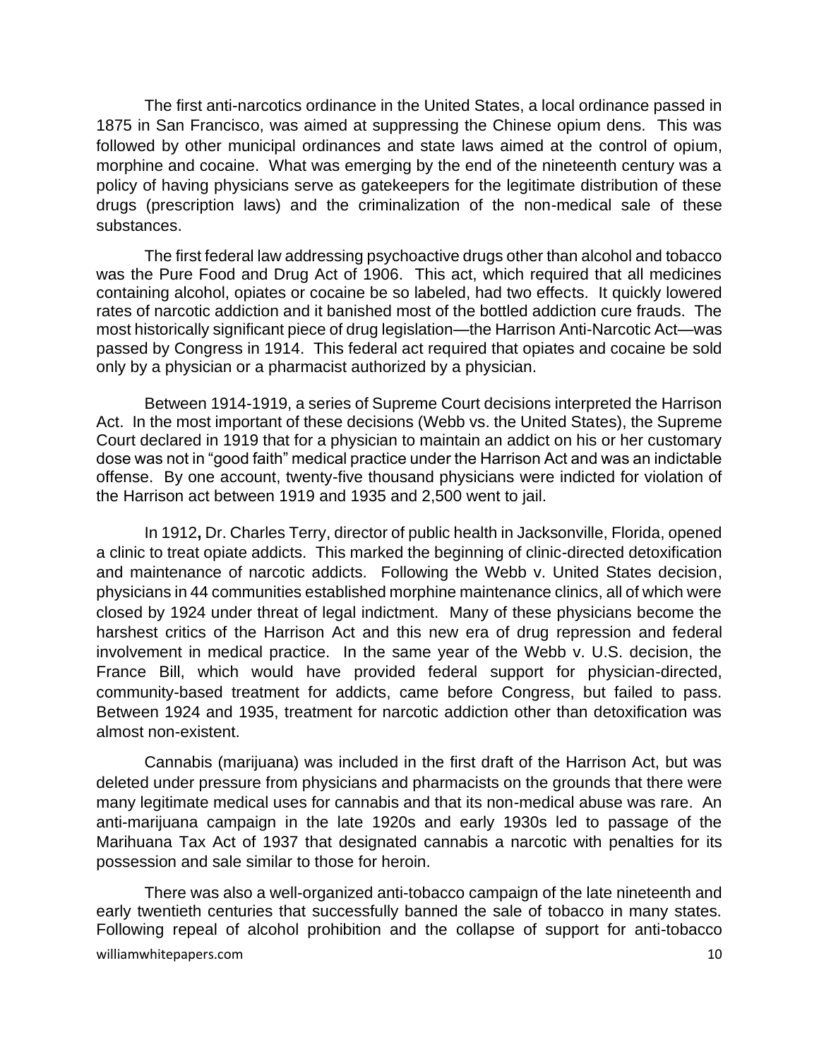The first anti-narcotics ordinance in the United States, a local ordinance passed in 1875 in San Francisco, was aimed at suppressing the Chinese opium dens. This was followed by other municipal ordinances and state laws aimed at the control of opium, morphine and cocaine. What was emerging by the end of the nineteenth century was a policy of having physicians serve as gatekeepers for the legitimate distribution of these drugs (prescription laws) and the criminalization of the non-medical sale of these substances.

The first federal law addressing psychoactive drugs other than alcohol and tobacco was the Pure Food and Drug Act of 1906. This act, which required that all medicines containing alcohol, opiates or cocaine be so labeled, had two effects. It quickly lowered rates of narcotic addiction and it banished most of the bottled addiction cure frauds. The most historically significant piece of drug legislation—the Harrison Anti-Narcotic Act—was passed by Congress in 1914. This federal act required that opiates and cocaine be sold only by a physician or a pharmacist authorized by a physician.

Between 1914-1919, a series of Supreme Court decisions interpreted the Harrison Act. In the most important of these decisions (Webb vs. the United States), the Supreme Court declared in 1919 that for a physician to maintain an addict on his or her customary dose was not in "good faith" medical practice under the Harrison Act and was an indictable offense. By one account, twenty-five thousand physicians were indicted for violation of the Harrison act between 1919 and 1935 and 2,500 went to jail.

In 1912**,** Dr. Charles Terry, director of public health in Jacksonville, Florida, opened a clinic to treat opiate addicts. This marked the beginning of clinic-directed detoxification and maintenance of narcotic addicts. Following the Webb v. United States decision, physicians in 44 communities established morphine maintenance clinics, all of which were closed by 1924 under threat of legal indictment. Many of these physicians become the harshest critics of the Harrison Act and this new era of drug repression and federal involvement in medical practice. In the same year of the Webb v. U.S. decision, the France Bill, which would have provided federal support for physician-directed, community-based treatment for addicts, came before Congress, but failed to pass. Between 1924 and 1935, treatment for narcotic addiction other than detoxification was almost non-existent.

Cannabis (marijuana) was included in the first draft of the Harrison Act, but was deleted under pressure from physicians and pharmacists on the grounds that there were many legitimate medical uses for cannabis and that its non-medical abuse was rare. An anti-marijuana campaign in the late 1920s and early 1930s led to passage of the Marihuana Tax Act of 1937 that designated cannabis a narcotic with penalties for its possession and sale similar to those for heroin.

There was also a well-organized anti-tobacco campaign of the late nineteenth and early twentieth centuries that successfully banned the sale of tobacco in many states. Following repeal of alcohol prohibition and the collapse of support for anti-tobacco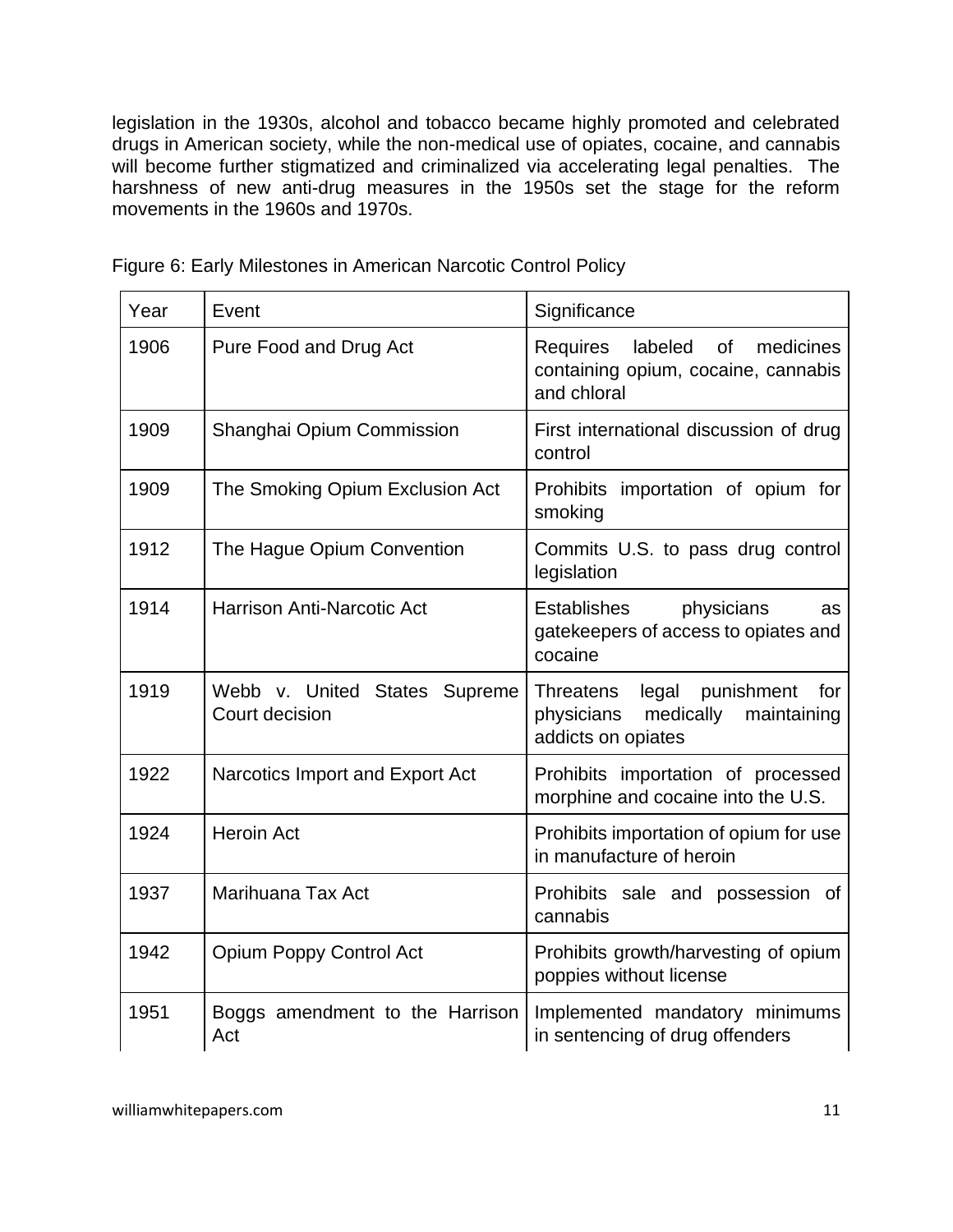legislation in the 1930s, alcohol and tobacco became highly promoted and celebrated drugs in American society, while the non-medical use of opiates, cocaine, and cannabis will become further stigmatized and criminalized via accelerating legal penalties. The harshness of new anti-drug measures in the 1950s set the stage for the reform movements in the 1960s and 1970s.

Figure 6: Early Milestones in American Narcotic Control Policy

| Year | Event | Significance |
|---|---|---|
| 1906 | Pure Food and Drug Act | Requires labeled of medicines containing opium, cocaine, cannabis and chloral |
| 1909 | Shanghai Opium Commission | First international discussion of drug control |
| 1909 | The Smoking Opium Exclusion Act | Prohibits importation of opium for smoking |
| 1912 | The Hague Opium Convention | Commits U.S. to pass drug control legislation |
| 1914 | Harrison Anti-Narcotic Act | Establishes physicians as gatekeepers of access to opiates and cocaine |
| 1919 | Webb v. United States Supreme Court decision | Threatens legal punishment for physicians medically maintaining addicts on opiates |
| 1922 | Narcotics Import and Export Act | Prohibits importation of processed morphine and cocaine into the U.S. |
| 1924 | Heroin Act | Prohibits importation of opium for use in manufacture of heroin |
| 1937 | Marihuana Tax Act | Prohibits sale and possession of cannabis |
| 1942 | Opium Poppy Control Act | Prohibits growth/harvesting of opium poppies without license |
| 1951 | Boggs amendment to the Harrison Act | Implemented mandatory minimums in sentencing of drug offenders |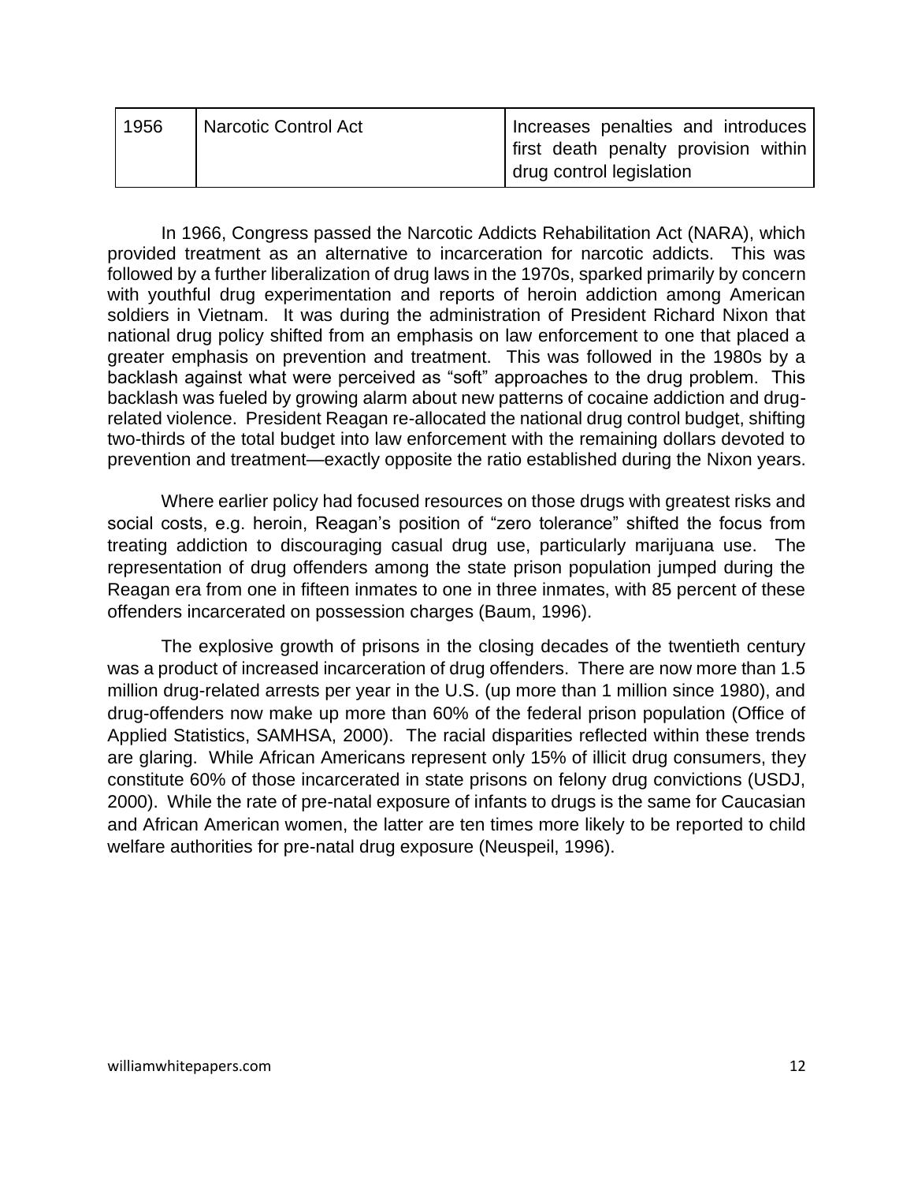| 1956 | Narcotic Control Act | Increases penalties and introduces first death penalty provision within drug control legislation |
|---|---|---|

In 1966, Congress passed the Narcotic Addicts Rehabilitation Act (NARA), which provided treatment as an alternative to incarceration for narcotic addicts. This was followed by a further liberalization of drug laws in the 1970s, sparked primarily by concern with youthful drug experimentation and reports of heroin addiction among American soldiers in Vietnam. It was during the administration of President Richard Nixon that national drug policy shifted from an emphasis on law enforcement to one that placed a greater emphasis on prevention and treatment. This was followed in the 1980s by a backlash against what were perceived as "soft" approaches to the drug problem. This backlash was fueled by growing alarm about new patterns of cocaine addiction and drug-related violence. President Reagan re-allocated the national drug control budget, shifting two-thirds of the total budget into law enforcement with the remaining dollars devoted to prevention and treatment—exactly opposite the ratio established during the Nixon years.

Where earlier policy had focused resources on those drugs with greatest risks and social costs, e.g. heroin, Reagan's position of "zero tolerance" shifted the focus from treating addiction to discouraging casual drug use, particularly marijuana use. The representation of drug offenders among the state prison population jumped during the Reagan era from one in fifteen inmates to one in three inmates, with 85 percent of these offenders incarcerated on possession charges (Baum, 1996).

The explosive growth of prisons in the closing decades of the twentieth century was a product of increased incarceration of drug offenders. There are now more than 1.5 million drug-related arrests per year in the U.S. (up more than 1 million since 1980), and drug-offenders now make up more than 60% of the federal prison population (Office of Applied Statistics, SAMHSA, 2000). The racial disparities reflected within these trends are glaring. While African Americans represent only 15% of illicit drug consumers, they constitute 60% of those incarcerated in state prisons on felony drug convictions (USDJ, 2000). While the rate of pre-natal exposure of infants to drugs is the same for Caucasian and African American women, the latter are ten times more likely to be reported to child welfare authorities for pre-natal drug exposure (Neuspeil, 1996).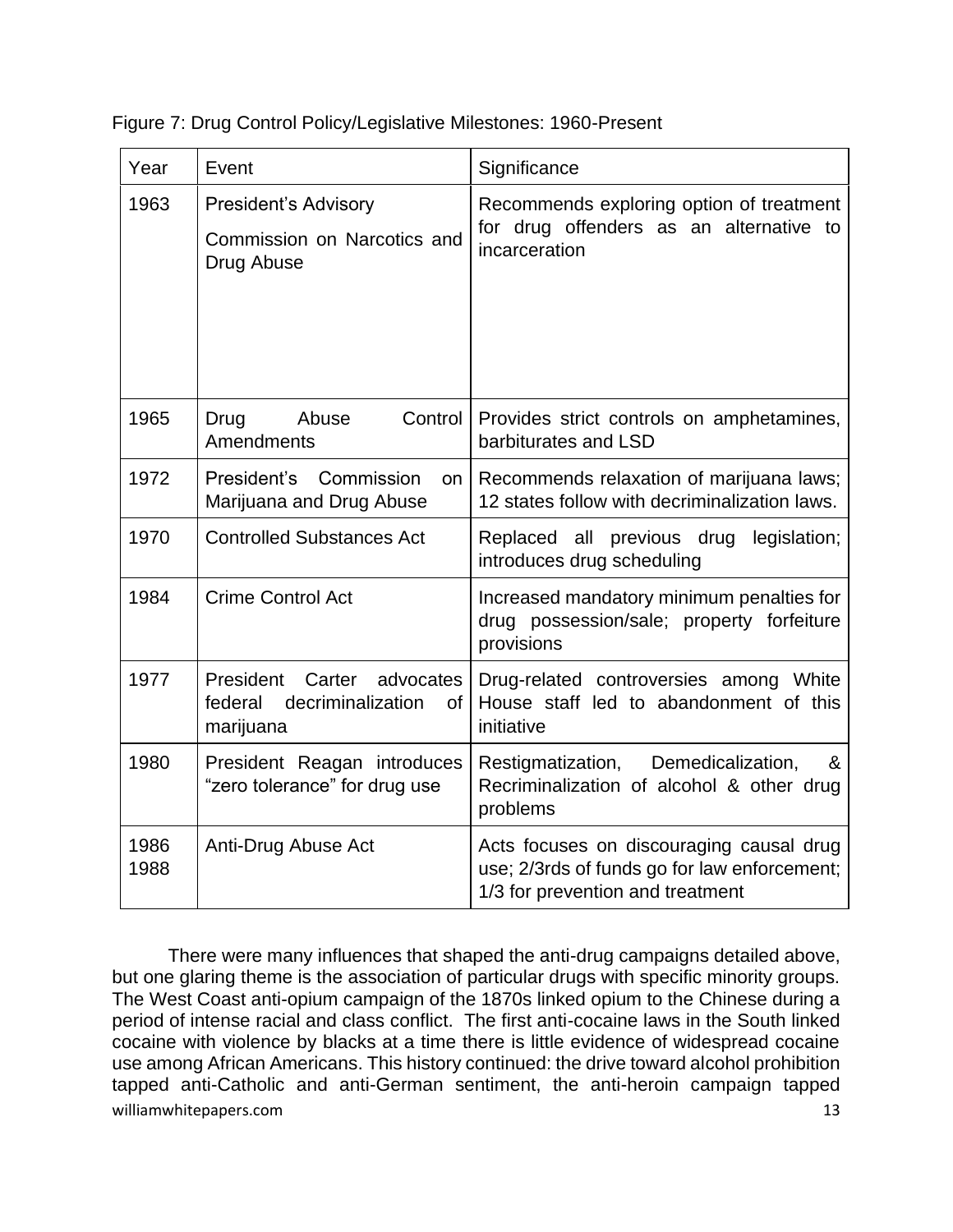Figure 7: Drug Control Policy/Legislative Milestones: 1960-Present

| Year | Event | Significance |
|---|---|---|
| 1963 | President's Advisory Commission on Narcotics and Drug Abuse | Recommends exploring option of treatment for drug offenders as an alternative to incarceration |
| 1965 | Drug Abuse Control Amendments | Provides strict controls on amphetamines, barbiturates and LSD |
| 1972 | President's Commission on Marijuana and Drug Abuse | Recommends relaxation of marijuana laws; 12 states follow with decriminalization laws. |
| 1970 | Controlled Substances Act | Replaced all previous drug legislation; introduces drug scheduling |
| 1984 | Crime Control Act | Increased mandatory minimum penalties for drug possession/sale; property forfeiture provisions |
| 1977 | President Carter advocates federal decriminalization of marijuana | Drug-related controversies among White House staff led to abandonment of this initiative |
| 1980 | President Reagan introduces "zero tolerance" for drug use | Restigmatization, Demedicalization, & Recriminalization of alcohol & other drug problems |
| 1986 1988 | Anti-Drug Abuse Act | Acts focuses on discouraging causal drug use; 2/3rds of funds go for law enforcement; 1/3 for prevention and treatment |

There were many influences that shaped the anti-drug campaigns detailed above, but one glaring theme is the association of particular drugs with specific minority groups. The West Coast anti-opium campaign of the 1870s linked opium to the Chinese during a period of intense racial and class conflict. The first anti-cocaine laws in the South linked cocaine with violence by blacks at a time there is little evidence of widespread cocaine use among African Americans. This history continued: the drive toward alcohol prohibition tapped anti-Catholic and anti-German sentiment, the anti-heroin campaign tapped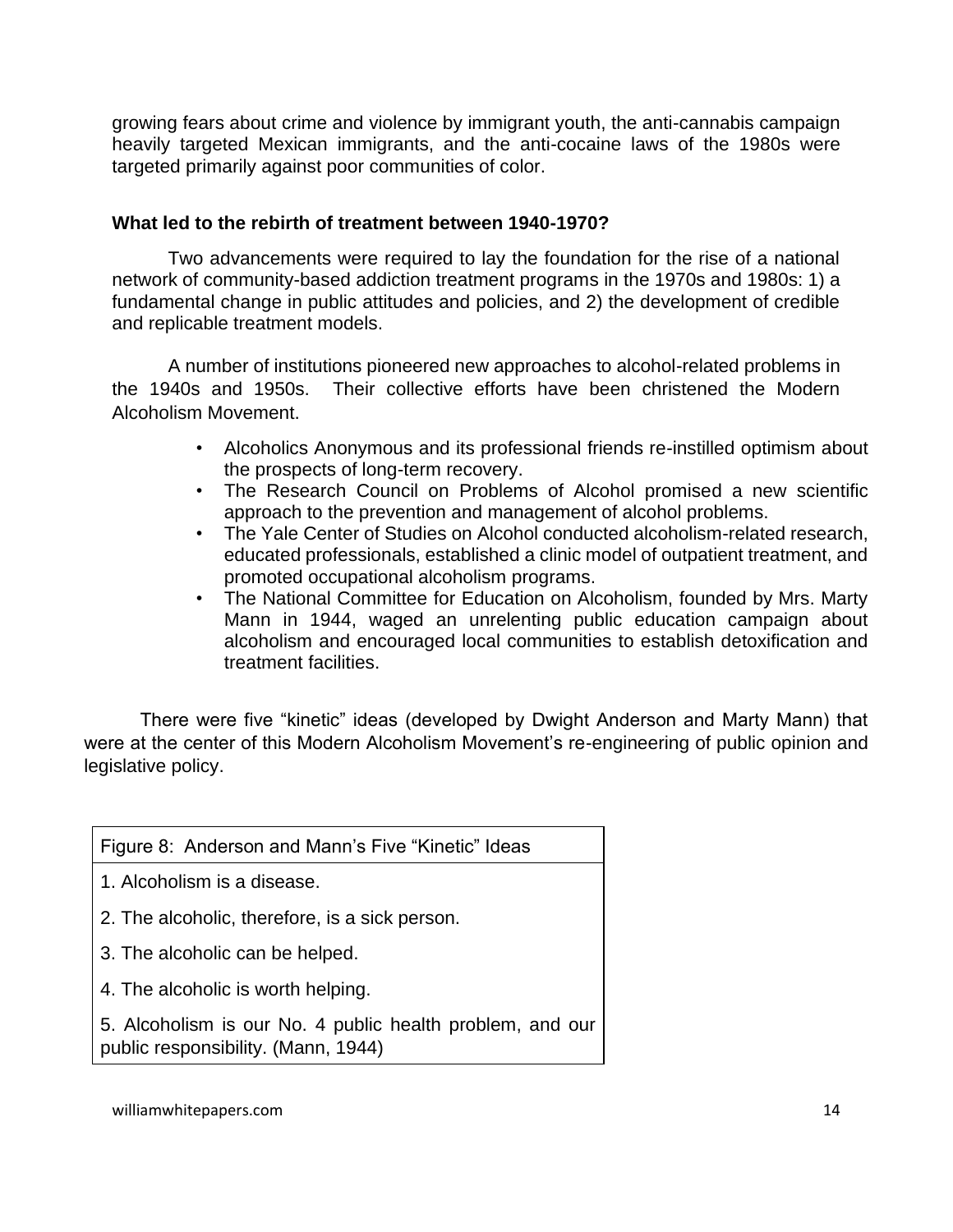growing fears about crime and violence by immigrant youth, the anti-cannabis campaign heavily targeted Mexican immigrants, and the anti-cocaine laws of the 1980s were targeted primarily against poor communities of color.

### What led to the rebirth of treatment between 1940-1970?

Two advancements were required to lay the foundation for the rise of a national network of community-based addiction treatment programs in the 1970s and 1980s: 1) a fundamental change in public attitudes and policies, and 2) the development of credible and replicable treatment models.

A number of institutions pioneered new approaches to alcohol-related problems in the 1940s and 1950s. Their collective efforts have been christened the Modern Alcoholism Movement.

- Alcoholics Anonymous and its professional friends re-instilled optimism about the prospects of long-term recovery.
- The Research Council on Problems of Alcohol promised a new scientific approach to the prevention and management of alcohol problems.
- The Yale Center of Studies on Alcohol conducted alcoholism-related research, educated professionals, established a clinic model of outpatient treatment, and promoted occupational alcoholism programs.
- The National Committee for Education on Alcoholism, founded by Mrs. Marty Mann in 1944, waged an unrelenting public education campaign about alcoholism and encouraged local communities to establish detoxification and treatment facilities.

There were five "kinetic" ideas (developed by Dwight Anderson and Marty Mann) that were at the center of this Modern Alcoholism Movement's re-engineering of public opinion and legislative policy.

| Figure 8: Anderson and Mann's Five "Kinetic" Ideas |
| --- |
| 1. Alcoholism is a disease. |
| 2. The alcoholic, therefore, is a sick person. |
| 3. The alcoholic can be helped. |
| 4. The alcoholic is worth helping. |
| 5. Alcoholism is our No. 4 public health problem, and our public responsibility. (Mann, 1944) |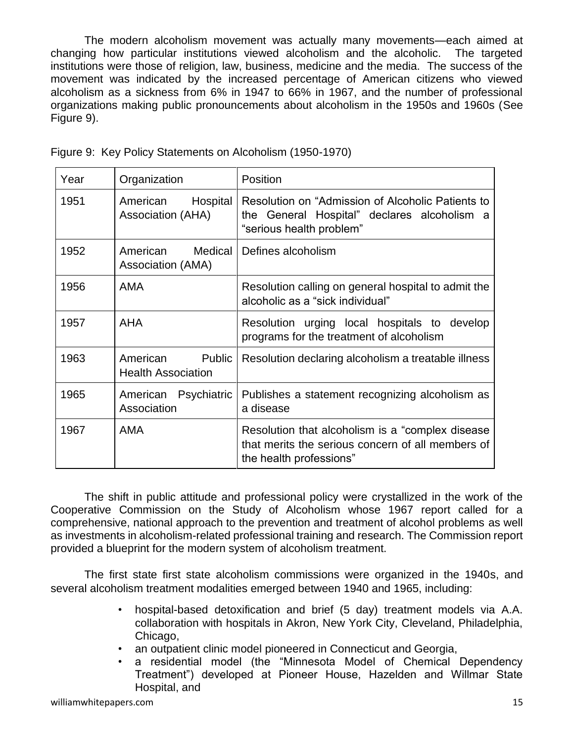The modern alcoholism movement was actually many movements—each aimed at changing how particular institutions viewed alcoholism and the alcoholic. The targeted institutions were those of religion, law, business, medicine and the media. The success of the movement was indicated by the increased percentage of American citizens who viewed alcoholism as a sickness from 6% in 1947 to 66% in 1967, and the number of professional organizations making public pronouncements about alcoholism in the 1950s and 1960s (See Figure 9).

Figure 9: Key Policy Statements on Alcoholism (1950-1970)

| Year | Organization | Position |
|---|---|---|
| 1951 | American Hospital Association (AHA) | Resolution on "Admission of Alcoholic Patients to the General Hospital" declares alcoholism a "serious health problem" |
| 1952 | American Medical Association (AMA) | Defines alcoholism |
| 1956 | AMA | Resolution calling on general hospital to admit the alcoholic as a "sick individual" |
| 1957 | AHA | Resolution urging local hospitals to develop programs for the treatment of alcoholism |
| 1963 | American Public Health Association | Resolution declaring alcoholism a treatable illness |
| 1965 | American Psychiatric Association | Publishes a statement recognizing alcoholism as a disease |
| 1967 | AMA | Resolution that alcoholism is a "complex disease that merits the serious concern of all members of the health professions" |

The shift in public attitude and professional policy were crystallized in the work of the Cooperative Commission on the Study of Alcoholism whose 1967 report called for a comprehensive, national approach to the prevention and treatment of alcohol problems as well as investments in alcoholism-related professional training and research. The Commission report provided a blueprint for the modern system of alcoholism treatment.

The first state first state alcoholism commissions were organized in the 1940s, and several alcoholism treatment modalities emerged between 1940 and 1965, including:

- hospital-based detoxification and brief (5 day) treatment models via A.A. collaboration with hospitals in Akron, New York City, Cleveland, Philadelphia, Chicago,
- an outpatient clinic model pioneered in Connecticut and Georgia,
- a residential model (the "Minnesota Model of Chemical Dependency Treatment") developed at Pioneer House, Hazelden and Willmar State Hospital, and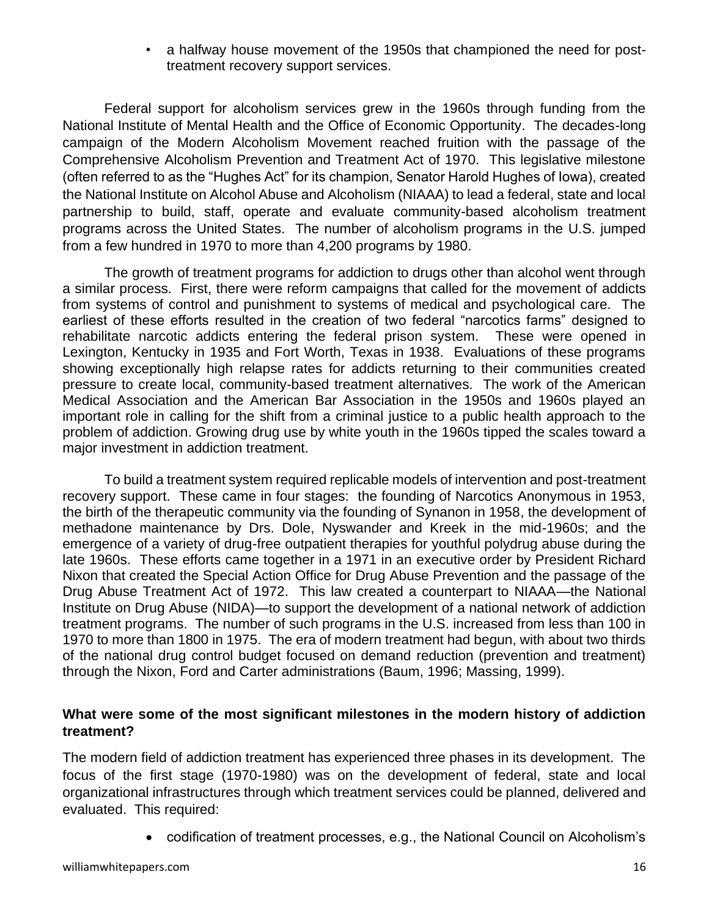- a halfway house movement of the 1950s that championed the need for post-treatment recovery support services.

Federal support for alcoholism services grew in the 1960s through funding from the National Institute of Mental Health and the Office of Economic Opportunity. The decades-long campaign of the Modern Alcoholism Movement reached fruition with the passage of the Comprehensive Alcoholism Prevention and Treatment Act of 1970. This legislative milestone (often referred to as the "Hughes Act" for its champion, Senator Harold Hughes of Iowa), created the National Institute on Alcohol Abuse and Alcoholism (NIAAA) to lead a federal, state and local partnership to build, staff, operate and evaluate community-based alcoholism treatment programs across the United States. The number of alcoholism programs in the U.S. jumped from a few hundred in 1970 to more than 4,200 programs by 1980.

The growth of treatment programs for addiction to drugs other than alcohol went through a similar process. First, there were reform campaigns that called for the movement of addicts from systems of control and punishment to systems of medical and psychological care. The earliest of these efforts resulted in the creation of two federal "narcotics farms" designed to rehabilitate narcotic addicts entering the federal prison system. These were opened in Lexington, Kentucky in 1935 and Fort Worth, Texas in 1938. Evaluations of these programs showing exceptionally high relapse rates for addicts returning to their communities created pressure to create local, community-based treatment alternatives. The work of the American Medical Association and the American Bar Association in the 1950s and 1960s played an important role in calling for the shift from a criminal justice to a public health approach to the problem of addiction. Growing drug use by white youth in the 1960s tipped the scales toward a major investment in addiction treatment.

To build a treatment system required replicable models of intervention and post-treatment recovery support. These came in four stages: the founding of Narcotics Anonymous in 1953, the birth of the therapeutic community via the founding of Synanon in 1958, the development of methadone maintenance by Drs. Dole, Nyswander and Kreek in the mid-1960s; and the emergence of a variety of drug-free outpatient therapies for youthful polydrug abuse during the late 1960s. These efforts came together in a 1971 in an executive order by President Richard Nixon that created the Special Action Office for Drug Abuse Prevention and the passage of the Drug Abuse Treatment Act of 1972. This law created a counterpart to NIAAA—the National Institute on Drug Abuse (NIDA)—to support the development of a national network of addiction treatment programs. The number of such programs in the U.S. increased from less than 100 in 1970 to more than 1800 in 1975. The era of modern treatment had begun, with about two thirds of the national drug control budget focused on demand reduction (prevention and treatment) through the Nixon, Ford and Carter administrations (Baum, 1996; Massing, 1999).

**What were some of the most significant milestones in the modern history of addiction treatment?**

The modern field of addiction treatment has experienced three phases in its development. The focus of the first stage (1970-1980) was on the development of federal, state and local organizational infrastructures through which treatment services could be planned, delivered and evaluated. This required:

- codification of treatment processes, e.g., the National Council on Alcoholism's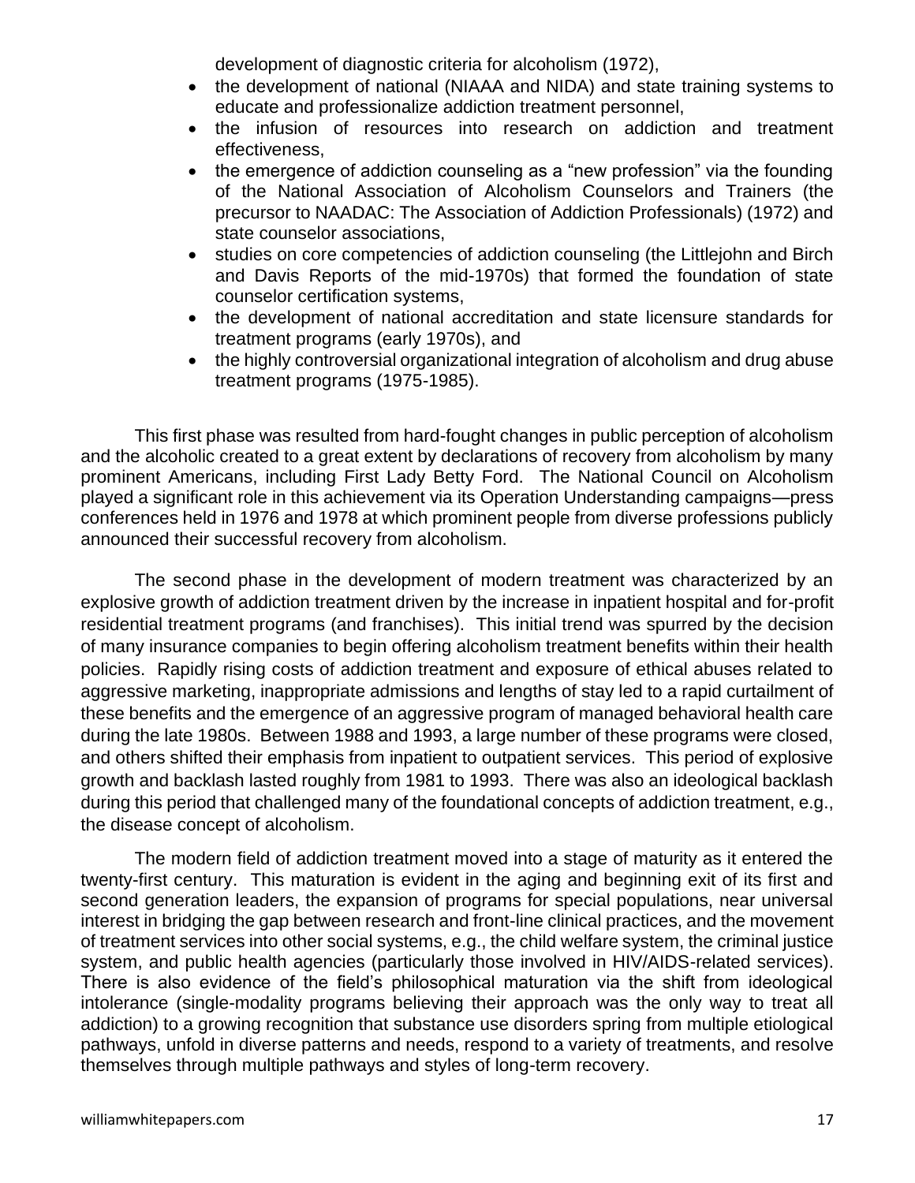development of diagnostic criteria for alcoholism (1972),

- the development of national (NIAAA and NIDA) and state training systems to educate and professionalize addiction treatment personnel,
- the infusion of resources into research on addiction and treatment effectiveness,
- the emergence of addiction counseling as a "new profession" via the founding of the National Association of Alcoholism Counselors and Trainers (the precursor to NAADAC: The Association of Addiction Professionals) (1972) and state counselor associations,
- studies on core competencies of addiction counseling (the Littlejohn and Birch and Davis Reports of the mid-1970s) that formed the foundation of state counselor certification systems,
- the development of national accreditation and state licensure standards for treatment programs (early 1970s), and
- the highly controversial organizational integration of alcoholism and drug abuse treatment programs (1975-1985).

This first phase was resulted from hard-fought changes in public perception of alcoholism and the alcoholic created to a great extent by declarations of recovery from alcoholism by many prominent Americans, including First Lady Betty Ford. The National Council on Alcoholism played a significant role in this achievement via its Operation Understanding campaigns—press conferences held in 1976 and 1978 at which prominent people from diverse professions publicly announced their successful recovery from alcoholism.

The second phase in the development of modern treatment was characterized by an explosive growth of addiction treatment driven by the increase in inpatient hospital and for-profit residential treatment programs (and franchises). This initial trend was spurred by the decision of many insurance companies to begin offering alcoholism treatment benefits within their health policies. Rapidly rising costs of addiction treatment and exposure of ethical abuses related to aggressive marketing, inappropriate admissions and lengths of stay led to a rapid curtailment of these benefits and the emergence of an aggressive program of managed behavioral health care during the late 1980s. Between 1988 and 1993, a large number of these programs were closed, and others shifted their emphasis from inpatient to outpatient services. This period of explosive growth and backlash lasted roughly from 1981 to 1993. There was also an ideological backlash during this period that challenged many of the foundational concepts of addiction treatment, e.g., the disease concept of alcoholism.

The modern field of addiction treatment moved into a stage of maturity as it entered the twenty-first century. This maturation is evident in the aging and beginning exit of its first and second generation leaders, the expansion of programs for special populations, near universal interest in bridging the gap between research and front-line clinical practices, and the movement of treatment services into other social systems, e.g., the child welfare system, the criminal justice system, and public health agencies (particularly those involved in HIV/AIDS-related services). There is also evidence of the field's philosophical maturation via the shift from ideological intolerance (single-modality programs believing their approach was the only way to treat all addiction) to a growing recognition that substance use disorders spring from multiple etiological pathways, unfold in diverse patterns and needs, respond to a variety of treatments, and resolve themselves through multiple pathways and styles of long-term recovery.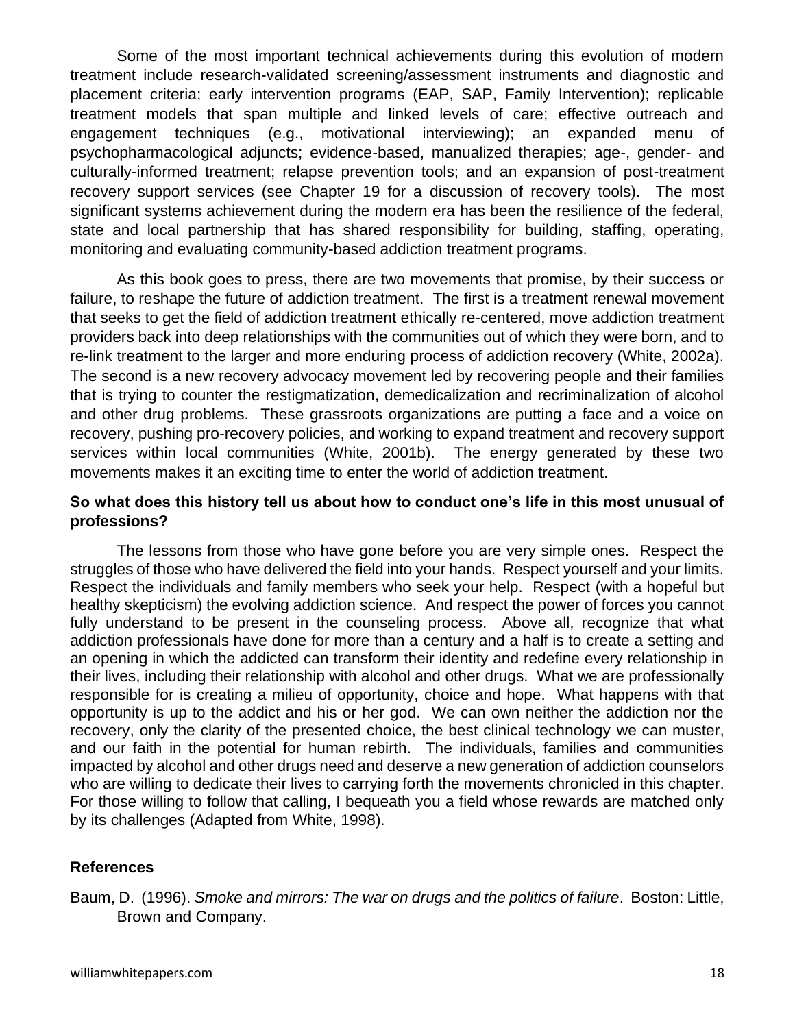Some of the most important technical achievements during this evolution of modern treatment include research-validated screening/assessment instruments and diagnostic and placement criteria; early intervention programs (EAP, SAP, Family Intervention); replicable treatment models that span multiple and linked levels of care; effective outreach and engagement techniques (e.g., motivational interviewing); an expanded menu of psychopharmacological adjuncts; evidence-based, manualized therapies; age-, gender- and culturally-informed treatment; relapse prevention tools; and an expansion of post-treatment recovery support services (see Chapter 19 for a discussion of recovery tools). The most significant systems achievement during the modern era has been the resilience of the federal, state and local partnership that has shared responsibility for building, staffing, operating, monitoring and evaluating community-based addiction treatment programs.

As this book goes to press, there are two movements that promise, by their success or failure, to reshape the future of addiction treatment. The first is a treatment renewal movement that seeks to get the field of addiction treatment ethically re-centered, move addiction treatment providers back into deep relationships with the communities out of which they were born, and to re-link treatment to the larger and more enduring process of addiction recovery (White, 2002a). The second is a new recovery advocacy movement led by recovering people and their families that is trying to counter the restigmatization, demedicalization and recriminalization of alcohol and other drug problems. These grassroots organizations are putting a face and a voice on recovery, pushing pro-recovery policies, and working to expand treatment and recovery support services within local communities (White, 2001b). The energy generated by these two movements makes it an exciting time to enter the world of addiction treatment.

**So what does this history tell us about how to conduct one's life in this most unusual of professions?**

The lessons from those who have gone before you are very simple ones. Respect the struggles of those who have delivered the field into your hands. Respect yourself and your limits. Respect the individuals and family members who seek your help. Respect (with a hopeful but healthy skepticism) the evolving addiction science. And respect the power of forces you cannot fully understand to be present in the counseling process. Above all, recognize that what addiction professionals have done for more than a century and a half is to create a setting and an opening in which the addicted can transform their identity and redefine every relationship in their lives, including their relationship with alcohol and other drugs. What we are professionally responsible for is creating a milieu of opportunity, choice and hope. What happens with that opportunity is up to the addict and his or her god. We can own neither the addiction nor the recovery, only the clarity of the presented choice, the best clinical technology we can muster, and our faith in the potential for human rebirth. The individuals, families and communities impacted by alcohol and other drugs need and deserve a new generation of addiction counselors who are willing to dedicate their lives to carrying forth the movements chronicled in this chapter. For those willing to follow that calling, I bequeath you a field whose rewards are matched only by its challenges (Adapted from White, 1998).

## References

Baum, D. (1996). *Smoke and mirrors: The war on drugs and the politics of failure*. Boston: Little, Brown and Company.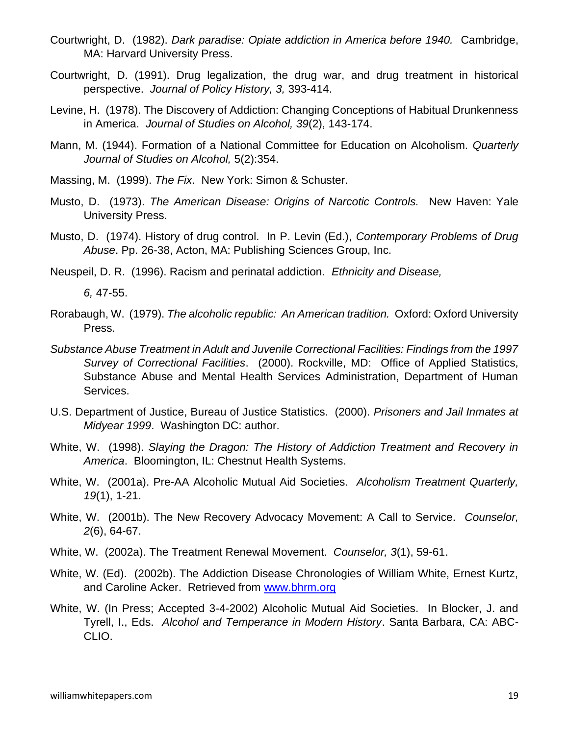Courtwright, D. (1982). *Dark paradise: Opiate addiction in America before 1940.* Cambridge, MA: Harvard University Press.

Courtwright, D. (1991). Drug legalization, the drug war, and drug treatment in historical perspective. *Journal of Policy History, 3,* 393-414.

Levine, H. (1978). The Discovery of Addiction: Changing Conceptions of Habitual Drunkenness in America. *Journal of Studies on Alcohol, 39*(2), 143-174.

Mann, M. (1944). Formation of a National Committee for Education on Alcoholism. *Quarterly Journal of Studies on Alcohol,* 5(2):354.

Massing, M. (1999). *The Fix*. New York: Simon & Schuster.

Musto, D. (1973). *The American Disease: Origins of Narcotic Controls.* New Haven: Yale University Press.

Musto, D. (1974). History of drug control. In P. Levin (Ed.), *Contemporary Problems of Drug Abuse*. Pp. 26-38, Acton, MA: Publishing Sciences Group, Inc.

Neuspeil, D. R. (1996). Racism and perinatal addiction. *Ethnicity and Disease, 6,* 47-55.

Rorabaugh, W. (1979). *The alcoholic republic: An American tradition.* Oxford: Oxford University Press.

*Substance Abuse Treatment in Adult and Juvenile Correctional Facilities: Findings from the 1997 Survey of Correctional Facilities*. (2000). Rockville, MD: Office of Applied Statistics, Substance Abuse and Mental Health Services Administration, Department of Human Services.

U.S. Department of Justice, Bureau of Justice Statistics. (2000). *Prisoners and Jail Inmates at Midyear 1999*. Washington DC: author.

White, W. (1998). *Slaying the Dragon: The History of Addiction Treatment and Recovery in America*. Bloomington, IL: Chestnut Health Systems.

White, W. (2001a). Pre-AA Alcoholic Mutual Aid Societies. *Alcoholism Treatment Quarterly, 19*(1), 1-21.

White, W. (2001b). The New Recovery Advocacy Movement: A Call to Service. *Counselor, 2*(6), 64-67.

White, W. (2002a). The Treatment Renewal Movement. *Counselor, 3*(1), 59-61.

White, W. (Ed). (2002b). The Addiction Disease Chronologies of William White, Ernest Kurtz, and Caroline Acker. Retrieved from [www.bhrm.org](http://www.bhrm.org)

White, W. (In Press; Accepted 3-4-2002) Alcoholic Mutual Aid Societies. In Blocker, J. and Tyrell, I., Eds. *Alcohol and Temperance in Modern History*. Santa Barbara, CA: ABC-CLIO.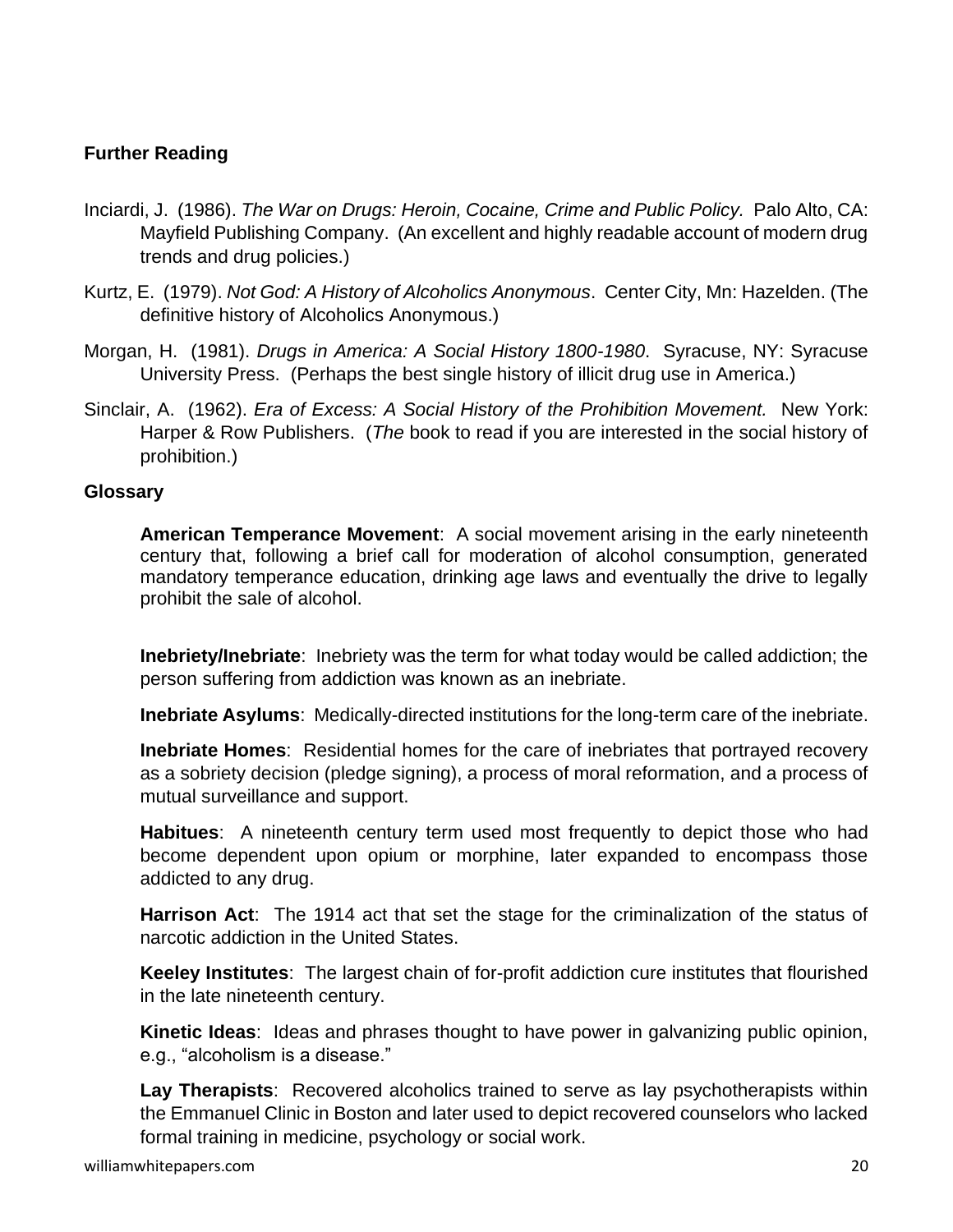## Further Reading

Inciardi, J. (1986). *The War on Drugs: Heroin, Cocaine, Crime and Public Policy.* Palo Alto, CA: Mayfield Publishing Company. (An excellent and highly readable account of modern drug trends and drug policies.)

Kurtz, E. (1979). *Not God: A History of Alcoholics Anonymous*. Center City, Mn: Hazelden. (The definitive history of Alcoholics Anonymous.)

Morgan, H. (1981). *Drugs in America: A Social History 1800-1980*. Syracuse, NY: Syracuse University Press. (Perhaps the best single history of illicit drug use in America.)

Sinclair, A. (1962). *Era of Excess: A Social History of the Prohibition Movement.* New York: Harper & Row Publishers. (*The* book to read if you are interested in the social history of prohibition.)

## Glossary

**American Temperance Movement**: A social movement arising in the early nineteenth century that, following a brief call for moderation of alcohol consumption, generated mandatory temperance education, drinking age laws and eventually the drive to legally prohibit the sale of alcohol.

**Inebriety/Inebriate**: Inebriety was the term for what today would be called addiction; the person suffering from addiction was known as an inebriate.

**Inebriate Asylums**: Medically-directed institutions for the long-term care of the inebriate.

**Inebriate Homes**: Residential homes for the care of inebriates that portrayed recovery as a sobriety decision (pledge signing), a process of moral reformation, and a process of mutual surveillance and support.

**Habitues**: A nineteenth century term used most frequently to depict those who had become dependent upon opium or morphine, later expanded to encompass those addicted to any drug.

**Harrison Act**: The 1914 act that set the stage for the criminalization of the status of narcotic addiction in the United States.

**Keeley Institutes**: The largest chain of for-profit addiction cure institutes that flourished in the late nineteenth century.

**Kinetic Ideas**: Ideas and phrases thought to have power in galvanizing public opinion, e.g., "alcoholism is a disease."

**Lay Therapists**: Recovered alcoholics trained to serve as lay psychotherapists within the Emmanuel Clinic in Boston and later used to depict recovered counselors who lacked formal training in medicine, psychology or social work.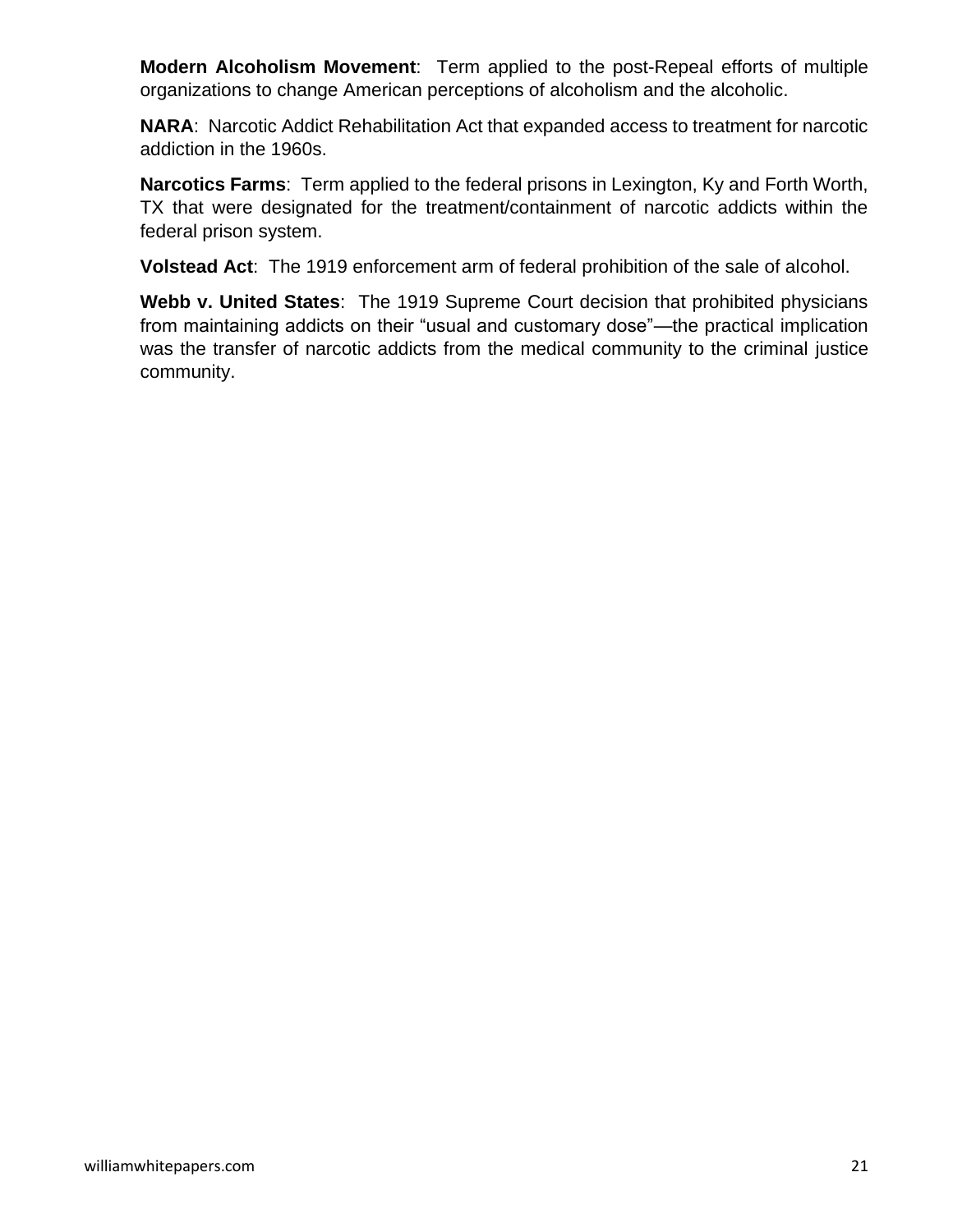**Modern Alcoholism Movement**: Term applied to the post-Repeal efforts of multiple organizations to change American perceptions of alcoholism and the alcoholic.

**NARA**: Narcotic Addict Rehabilitation Act that expanded access to treatment for narcotic addiction in the 1960s.

**Narcotics Farms**: Term applied to the federal prisons in Lexington, Ky and Forth Worth, TX that were designated for the treatment/containment of narcotic addicts within the federal prison system.

**Volstead Act**: The 1919 enforcement arm of federal prohibition of the sale of alcohol.

**Webb v. United States**: The 1919 Supreme Court decision that prohibited physicians from maintaining addicts on their "usual and customary dose"—the practical implication was the transfer of narcotic addicts from the medical community to the criminal justice community.